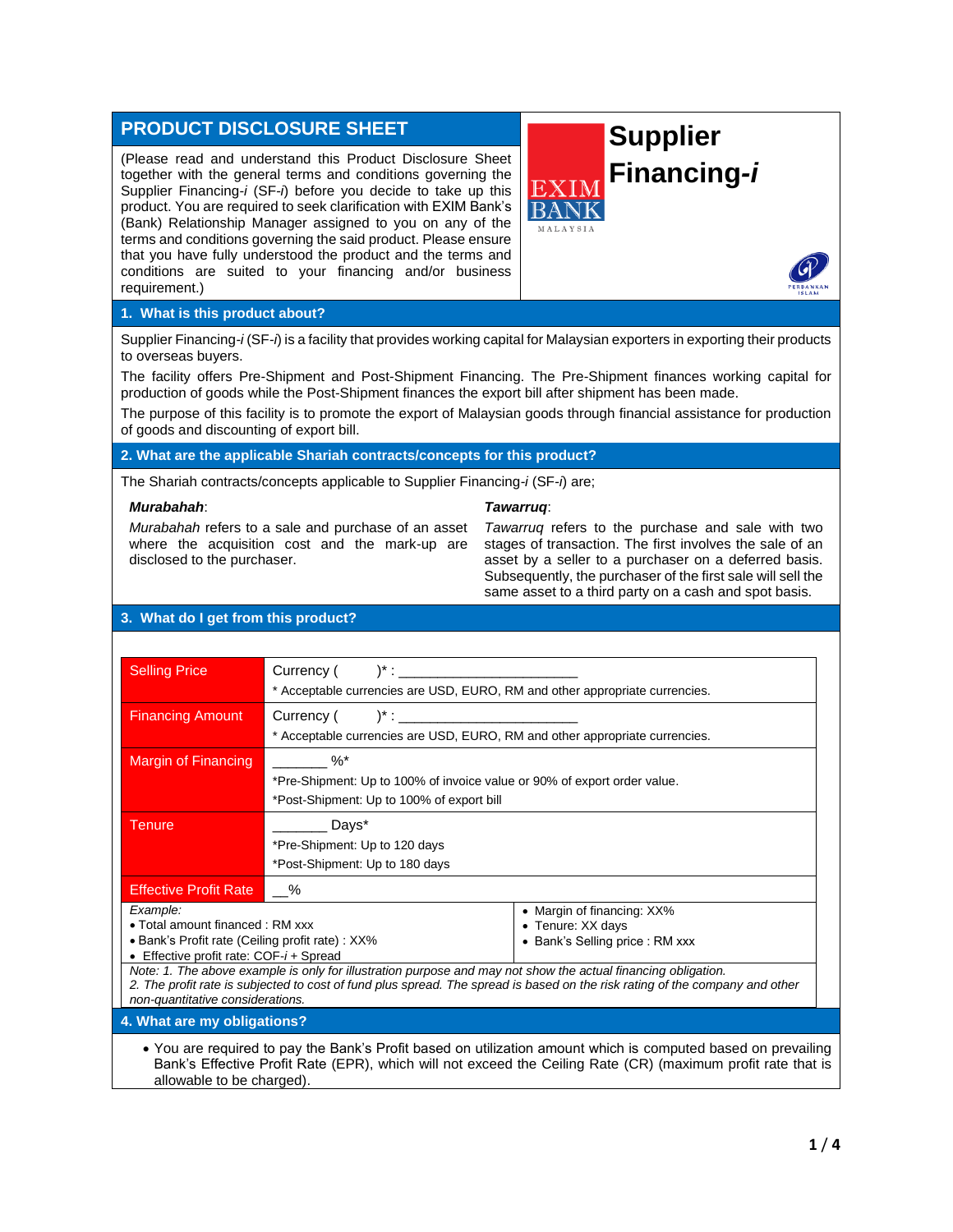# PRODUCT DISCLOSURE SHEET

# Supplier Financing-*i*

(Please read and understand this Product Disclosure Sheet together with the general terms and conditions governing the Supplier Financing-*i* (SF-*i*) before you decide to take up this product. You are required to seek clarification with EXIM Bank's (Bank) Relationship Manager assigned to you on any of the terms and conditions governing the said product. Please ensure that you have fully understood the product and the terms and conditions are suited to your financing and/or business requirement.)

## 1. What is this product about?

Supplier Financing-*i* (SF-*i*) is a facility that provides working capital for Malaysian exporters in exporting their products to overseas buyers.

The facility offers Pre-Shipment and Post-Shipment Financing. The Pre-Shipment finances working capital for production of goods while the Post-Shipment finances the export bill after shipment has been made.

The purpose of this facility is to promote the export of Malaysian goods through financial assistance for production of goods and discounting of export bill.

## 2. What are the applicable Shariah contracts/concepts for this product?

The Shariah contracts/concepts applicable to Supplier Financing-*i* (SF-*i*) are;

***Murabahah***:

*Murabahah* refers to a sale and purchase of an asset where the acquisition cost and the mark-up are disclosed to the purchaser.

***Tawarruq***:

*Tawarruq* refers to the purchase and sale with two stages of transaction. The first involves the sale of an asset by a seller to a purchaser on a deferred basis. Subsequently, the purchaser of the first sale will sell the same asset to a third party on a cash and spot basis.

## 3. What do I get from this product?

| | |
|---|---|
| Selling Price | Currency (        )* : ______________________<br>* Acceptable currencies are USD, EURO, RM and other appropriate currencies. |
| Financing Amount | Currency (        )* : ______________________<br>* Acceptable currencies are USD, EURO, RM and other appropriate currencies. |
| Margin of Financing | _______ %*<br>*Pre-Shipment: Up to 100% of invoice value or 90% of export order value.<br>*Post-Shipment: Up to 100% of export bill |
| Tenure | _______ Days*<br>*Pre-Shipment: Up to 120 days<br>*Post-Shipment: Up to 180 days |
| Effective Profit Rate | __% |

*Example:*

- Total amount financed : RM xxx
- Bank's Profit rate (Ceiling profit rate) : XX%
- Effective profit rate: COF-*i* + Spread
- Margin of financing: XX%
- Tenure: XX days
- Bank's Selling price : RM xxx

*Note: 1. The above example is only for illustration purpose and may not show the actual financing obligation.*
*2. The profit rate is subjected to cost of fund plus spread. The spread is based on the risk rating of the company and other non-quantitative considerations.*

## 4. What are my obligations?

- You are required to pay the Bank's Profit based on utilization amount which is computed based on prevailing Bank's Effective Profit Rate (EPR), which will not exceed the Ceiling Rate (CR) (maximum profit rate that is allowable to be charged).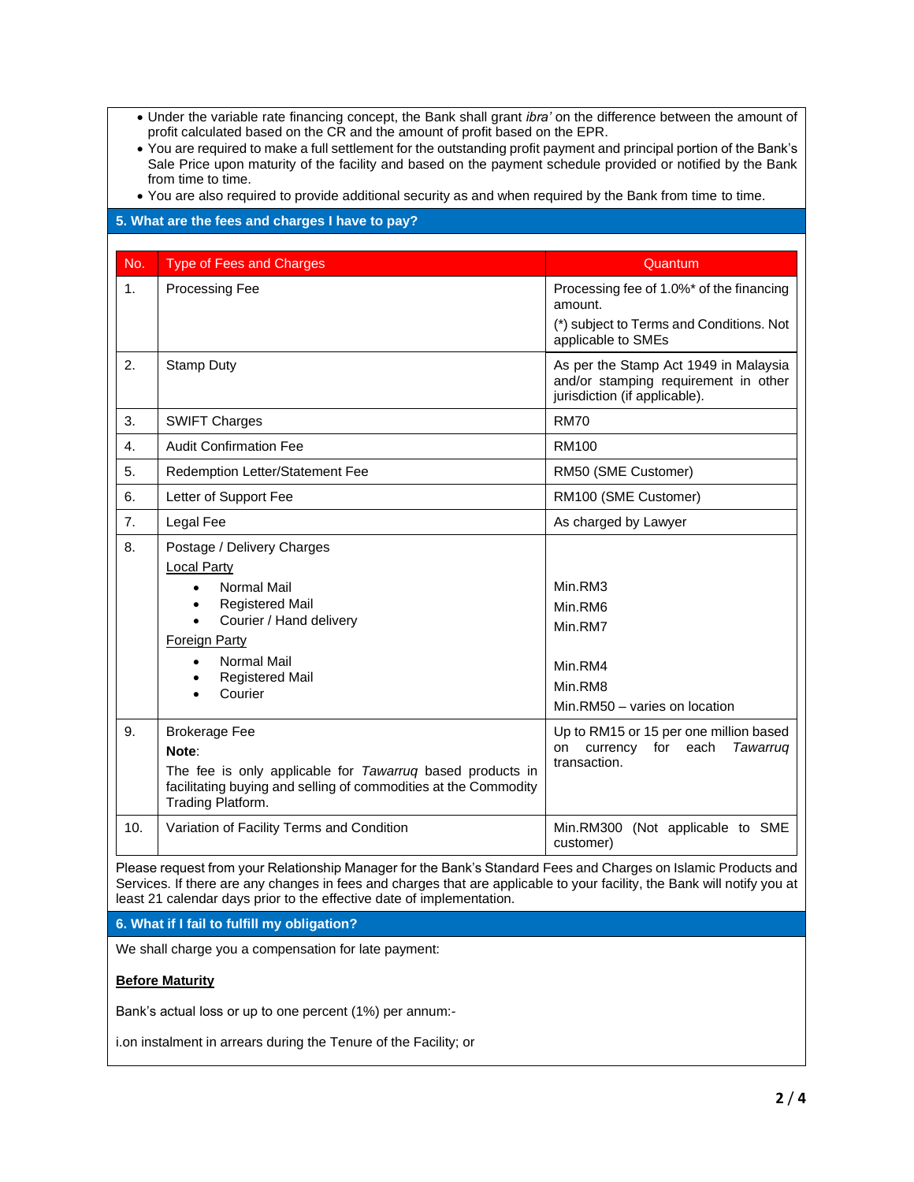- Under the variable rate financing concept, the Bank shall grant *ibra'* on the difference between the amount of profit calculated based on the CR and the amount of profit based on the EPR.
- You are required to make a full settlement for the outstanding profit payment and principal portion of the Bank's Sale Price upon maturity of the facility and based on the payment schedule provided or notified by the Bank from time to time.
- You are also required to provide additional security as and when required by the Bank from time to time.

## 5. What are the fees and charges I have to pay?

| No. | Type of Fees and Charges | Quantum |
|---|---|---|
| 1. | Processing Fee | Processing fee of 1.0%* of the financing amount.<br>(*) subject to Terms and Conditions. Not applicable to SMEs |
| 2. | Stamp Duty | As per the Stamp Act 1949 in Malaysia and/or stamping requirement in other jurisdiction (if applicable). |
| 3. | SWIFT Charges | RM70 |
| 4. | Audit Confirmation Fee | RM100 |
| 5. | Redemption Letter/Statement Fee | RM50 (SME Customer) |
| 6. | Letter of Support Fee | RM100 (SME Customer) |
| 7. | Legal Fee | As charged by Lawyer |
| 8. | Postage / Delivery Charges<br>Local Party<br>• Normal Mail<br>• Registered Mail<br>• Courier / Hand delivery<br>Foreign Party<br>• Normal Mail<br>• Registered Mail<br>• Courier | <br><br>Min.RM3<br>Min.RM6<br>Min.RM7<br><br>Min.RM4<br>Min.RM8<br>Min.RM50 – varies on location |
| 9. | Brokerage Fee<br>**Note**:<br>The fee is only applicable for *Tawarruq* based products in facilitating buying and selling of commodities at the Commodity Trading Platform. | Up to RM15 or 15 per one million based on currency for each *Tawarruq* transaction. |
| 10. | Variation of Facility Terms and Condition | Min.RM300 (Not applicable to SME customer) |

Please request from your Relationship Manager for the Bank's Standard Fees and Charges on Islamic Products and Services. If there are any changes in fees and charges that are applicable to your facility, the Bank will notify you at least 21 calendar days prior to the effective date of implementation.

## 6. What if I fail to fulfill my obligation?

We shall charge you a compensation for late payment:

**Before Maturity**

Bank's actual loss or up to one percent (1%) per annum:-

i.on instalment in arrears during the Tenure of the Facility; or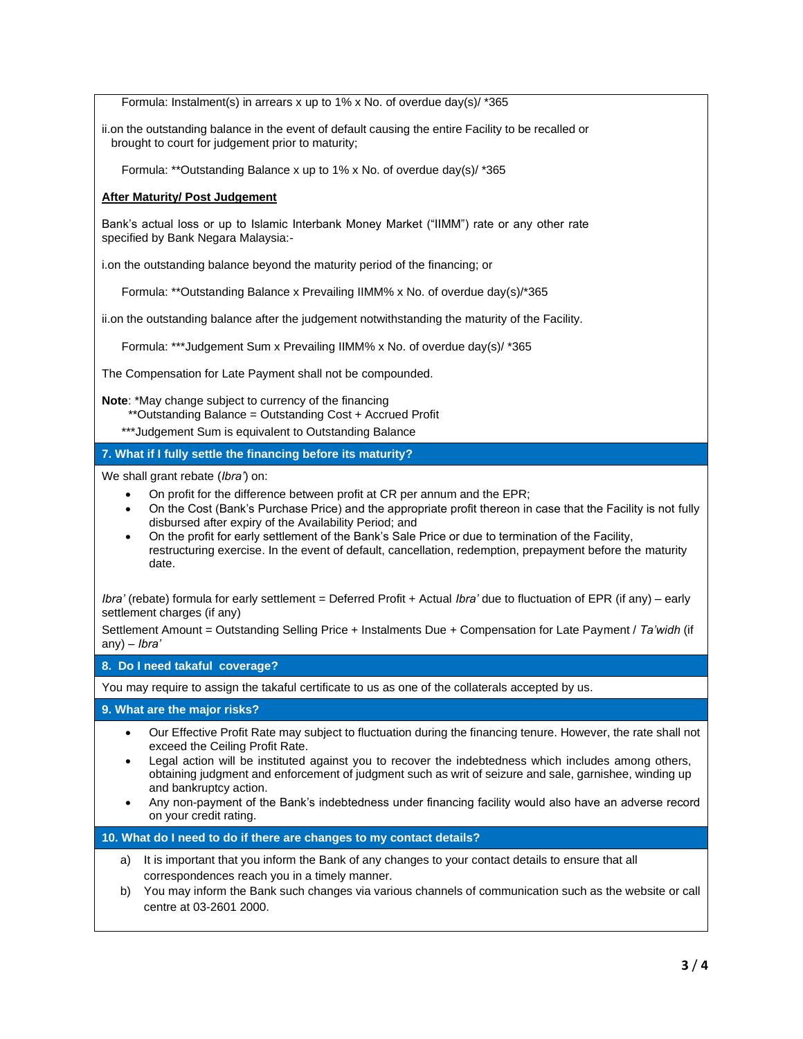Formula: Instalment(s) in arrears x up to 1% x No. of overdue day(s)/ *365

ii.on the outstanding balance in the event of default causing the entire Facility to be recalled or brought to court for judgement prior to maturity;

Formula: **Outstanding Balance x up to 1% x No. of overdue day(s)/ *365

**After Maturity/ Post Judgement**

Bank's actual loss or up to Islamic Interbank Money Market ("IIMM") rate or any other rate specified by Bank Negara Malaysia:-

i.on the outstanding balance beyond the maturity period of the financing; or

Formula: **Outstanding Balance x Prevailing IIMM% x No. of overdue day(s)/*365

ii.on the outstanding balance after the judgement notwithstanding the maturity of the Facility.

Formula: ***Judgement Sum x Prevailing IIMM% x No. of overdue day(s)/ *365

The Compensation for Late Payment shall not be compounded.

**Note**: *May change subject to currency of the financing
**Outstanding Balance = Outstanding Cost + Accrued Profit
***Judgement Sum is equivalent to Outstanding Balance

## 7. What if I fully settle the financing before its maturity?

We shall grant rebate (*Ibra'*) on:

- On profit for the difference between profit at CR per annum and the EPR;
- On the Cost (Bank's Purchase Price) and the appropriate profit thereon in case that the Facility is not fully disbursed after expiry of the Availability Period; and
- On the profit for early settlement of the Bank's Sale Price or due to termination of the Facility, restructuring exercise. In the event of default, cancellation, redemption, prepayment before the maturity date.

*Ibra'* (rebate) formula for early settlement = Deferred Profit + Actual *Ibra'* due to fluctuation of EPR (if any) – early settlement charges (if any)

Settlement Amount = Outstanding Selling Price + Instalments Due + Compensation for Late Payment / *Ta'widh* (if any) – *Ibra'*

## 8. Do I need takaful coverage?

You may require to assign the takaful certificate to us as one of the collaterals accepted by us.

## 9. What are the major risks?

- Our Effective Profit Rate may subject to fluctuation during the financing tenure. However, the rate shall not exceed the Ceiling Profit Rate.
- Legal action will be instituted against you to recover the indebtedness which includes among others, obtaining judgment and enforcement of judgment such as writ of seizure and sale, garnishee, winding up and bankruptcy action.
- Any non-payment of the Bank's indebtedness under financing facility would also have an adverse record on your credit rating.

## 10. What do I need to do if there are changes to my contact details?

a) It is important that you inform the Bank of any changes to your contact details to ensure that all correspondences reach you in a timely manner.

b) You may inform the Bank such changes via various channels of communication such as the website or call centre at 03-2601 2000.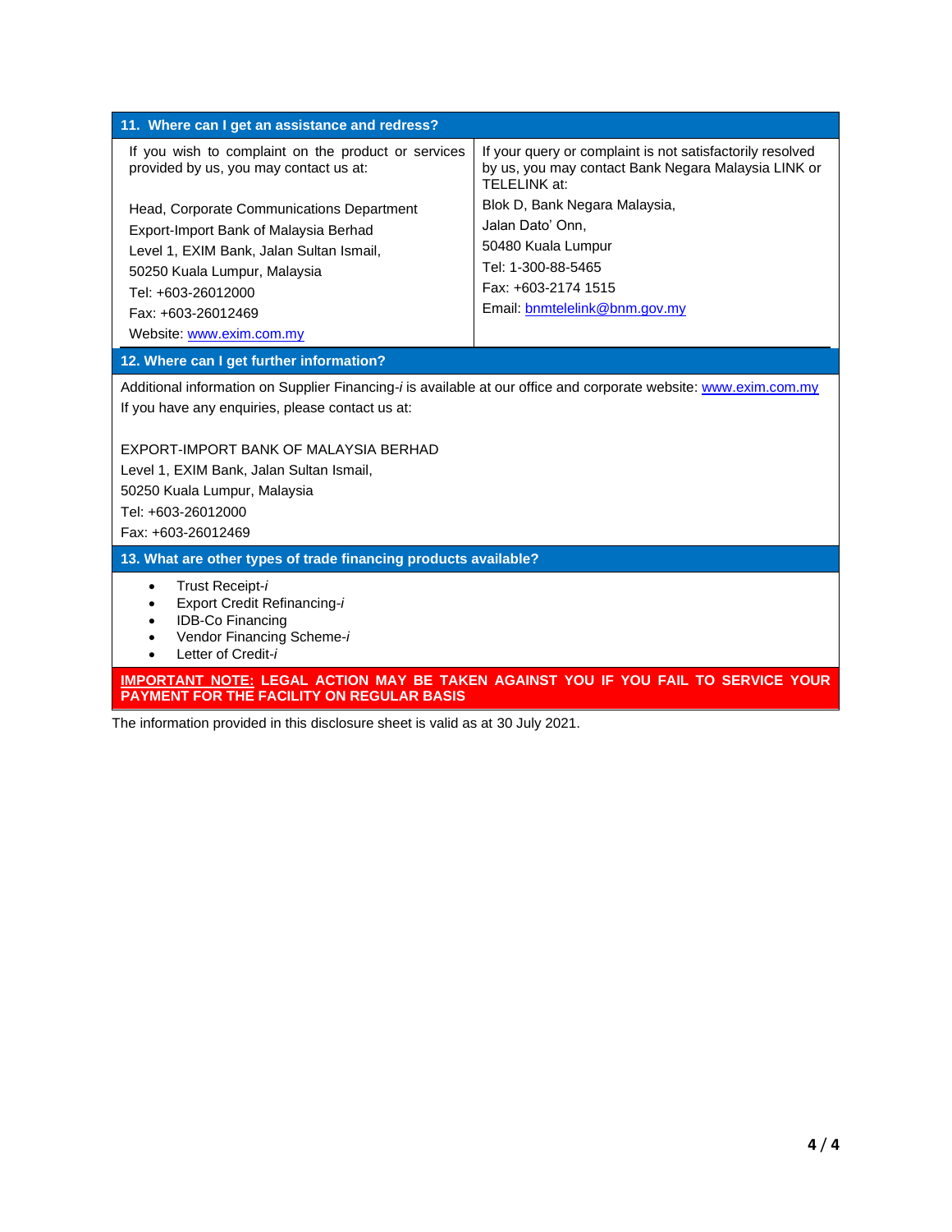## 11. Where can I get an assistance and redress?

| | |
|---|---|
| If you wish to complaint on the product or services provided by us, you may contact us at:<br><br>Head, Corporate Communications Department<br>Export-Import Bank of Malaysia Berhad<br>Level 1, EXIM Bank, Jalan Sultan Ismail,<br>50250 Kuala Lumpur, Malaysia<br>Tel: +603-26012000<br>Fax: +603-26012469<br>Website: www.exim.com.my | If your query or complaint is not satisfactorily resolved by us, you may contact Bank Negara Malaysia LINK or TELELINK at:<br>Blok D, Bank Negara Malaysia,<br>Jalan Dato' Onn,<br>50480 Kuala Lumpur<br>Tel: 1-300-88-5465<br>Fax: +603-2174 1515<br>Email: bnmtelelink@bnm.gov.my |

## 12. Where can I get further information?

Additional information on Supplier Financing-*i* is available at our office and corporate website: www.exim.com.my
If you have any enquiries, please contact us at:

EXPORT-IMPORT BANK OF MALAYSIA BERHAD
Level 1, EXIM Bank, Jalan Sultan Ismail,
50250 Kuala Lumpur, Malaysia
Tel: +603-26012000
Fax: +603-26012469

## 13. What are other types of trade financing products available?

- Trust Receipt-*i*
- Export Credit Refinancing-*i*
- IDB-Co Financing
- Vendor Financing Scheme-*i*
- Letter of Credit-*i*

**IMPORTANT NOTE: LEGAL ACTION MAY BE TAKEN AGAINST YOU IF YOU FAIL TO SERVICE YOUR PAYMENT FOR THE FACILITY ON REGULAR BASIS**

The information provided in this disclosure sheet is valid as at 30 July 2021.